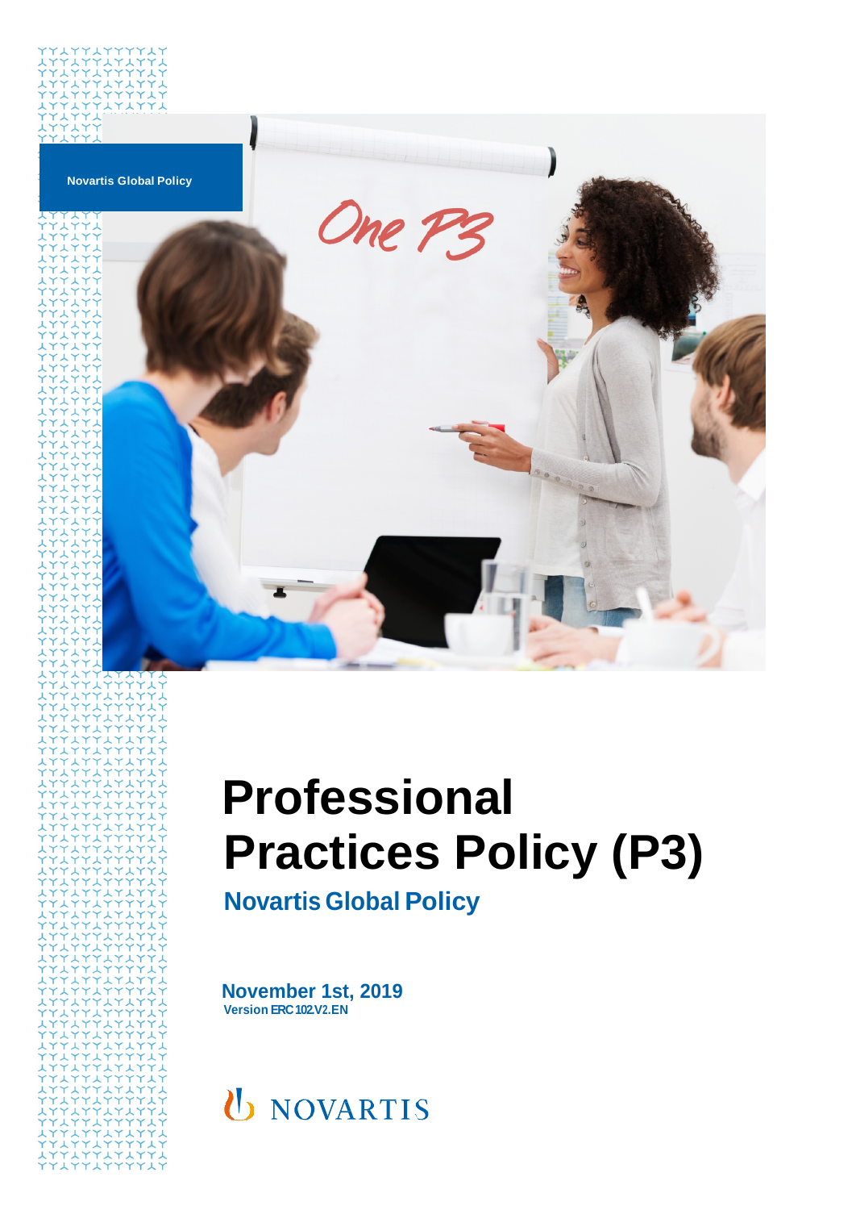Novartis Global Policy

# Professional Practices Policy (P3)

## Novartis Global Policy

**November 1st, 2019**
**Version ERC102.V2.EN**

NOVARTIS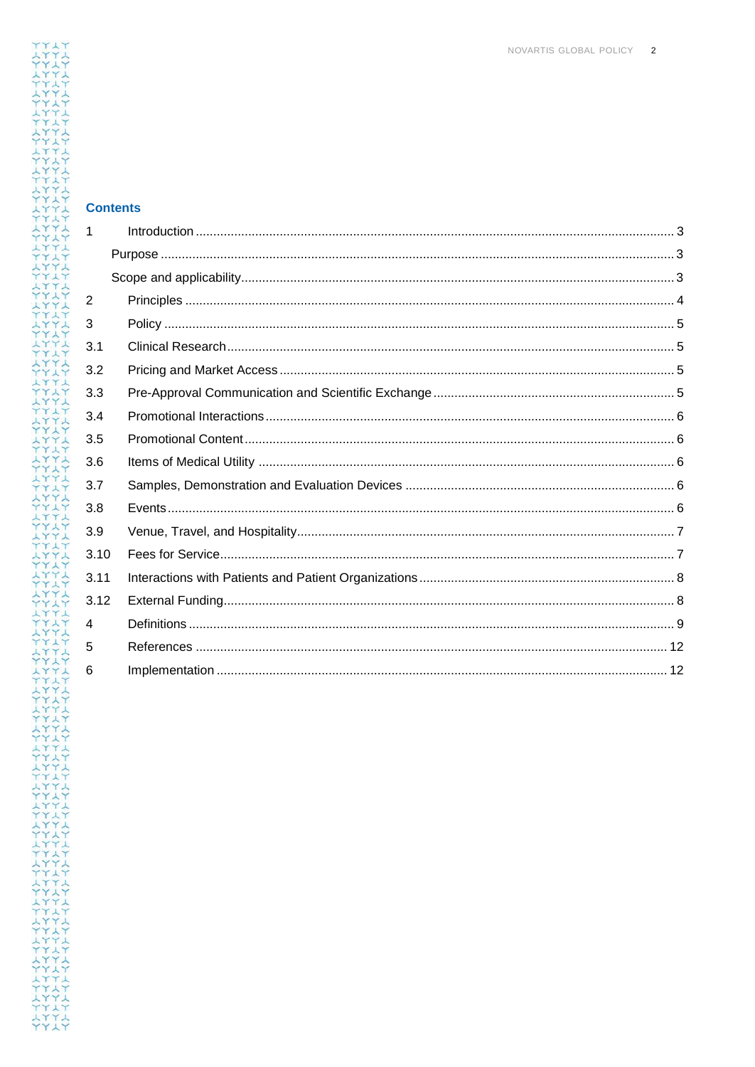## Contents

| | | |
|---|---|---|
| 1 | Introduction | 3 |
| | Purpose | 3 |
| | Scope and applicability | 3 |
| 2 | Principles | 4 |
| 3 | Policy | 5 |
| 3.1 | Clinical Research | 5 |
| 3.2 | Pricing and Market Access | 5 |
| 3.3 | Pre-Approval Communication and Scientific Exchange | 5 |
| 3.4 | Promotional Interactions | 6 |
| 3.5 | Promotional Content | 6 |
| 3.6 | Items of Medical Utility | 6 |
| 3.7 | Samples, Demonstration and Evaluation Devices | 6 |
| 3.8 | Events | 6 |
| 3.9 | Venue, Travel, and Hospitality | 7 |
| 3.10 | Fees for Service | 7 |
| 3.11 | Interactions with Patients and Patient Organizations | 8 |
| 3.12 | External Funding | 8 |
| 4 | Definitions | 9 |
| 5 | References | 12 |
| 6 | Implementation | 12 |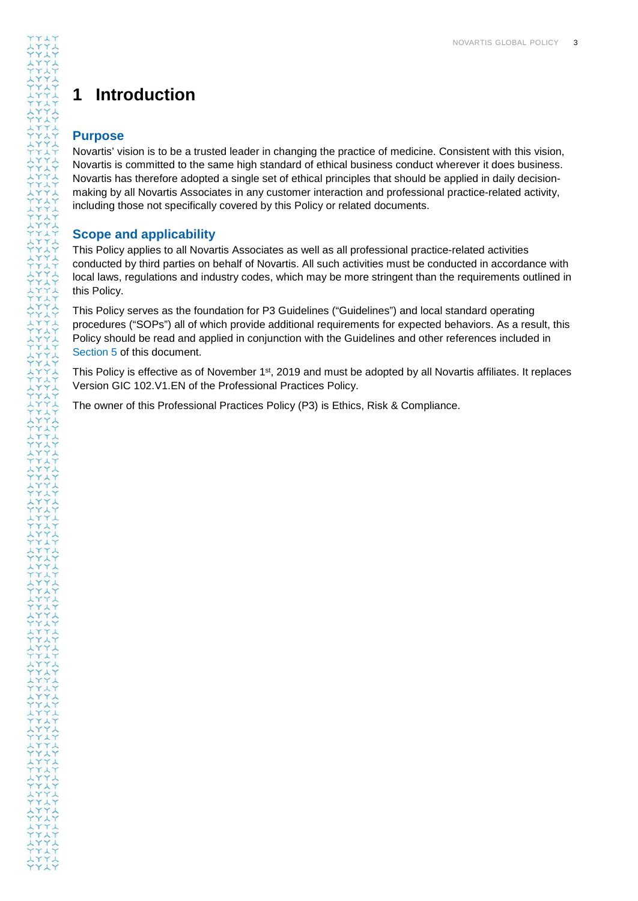# 1 Introduction

## Purpose

Novartis' vision is to be a trusted leader in changing the practice of medicine. Consistent with this vision, Novartis is committed to the same high standard of ethical business conduct wherever it does business. Novartis has therefore adopted a single set of ethical principles that should be applied in daily decision-making by all Novartis Associates in any customer interaction and professional practice-related activity, including those not specifically covered by this Policy or related documents.

## Scope and applicability

This Policy applies to all Novartis Associates as well as all professional practice-related activities conducted by third parties on behalf of Novartis. All such activities must be conducted in accordance with local laws, regulations and industry codes, which may be more stringent than the requirements outlined in this Policy.

This Policy serves as the foundation for P3 Guidelines ("Guidelines") and local standard operating procedures ("SOPs") all of which provide additional requirements for expected behaviors. As a result, this Policy should be read and applied in conjunction with the Guidelines and other references included in Section 5 of this document.

This Policy is effective as of November 1st, 2019 and must be adopted by all Novartis affiliates. It replaces Version GIC 102.V1.EN of the Professional Practices Policy.

The owner of this Professional Practices Policy (P3) is Ethics, Risk & Compliance.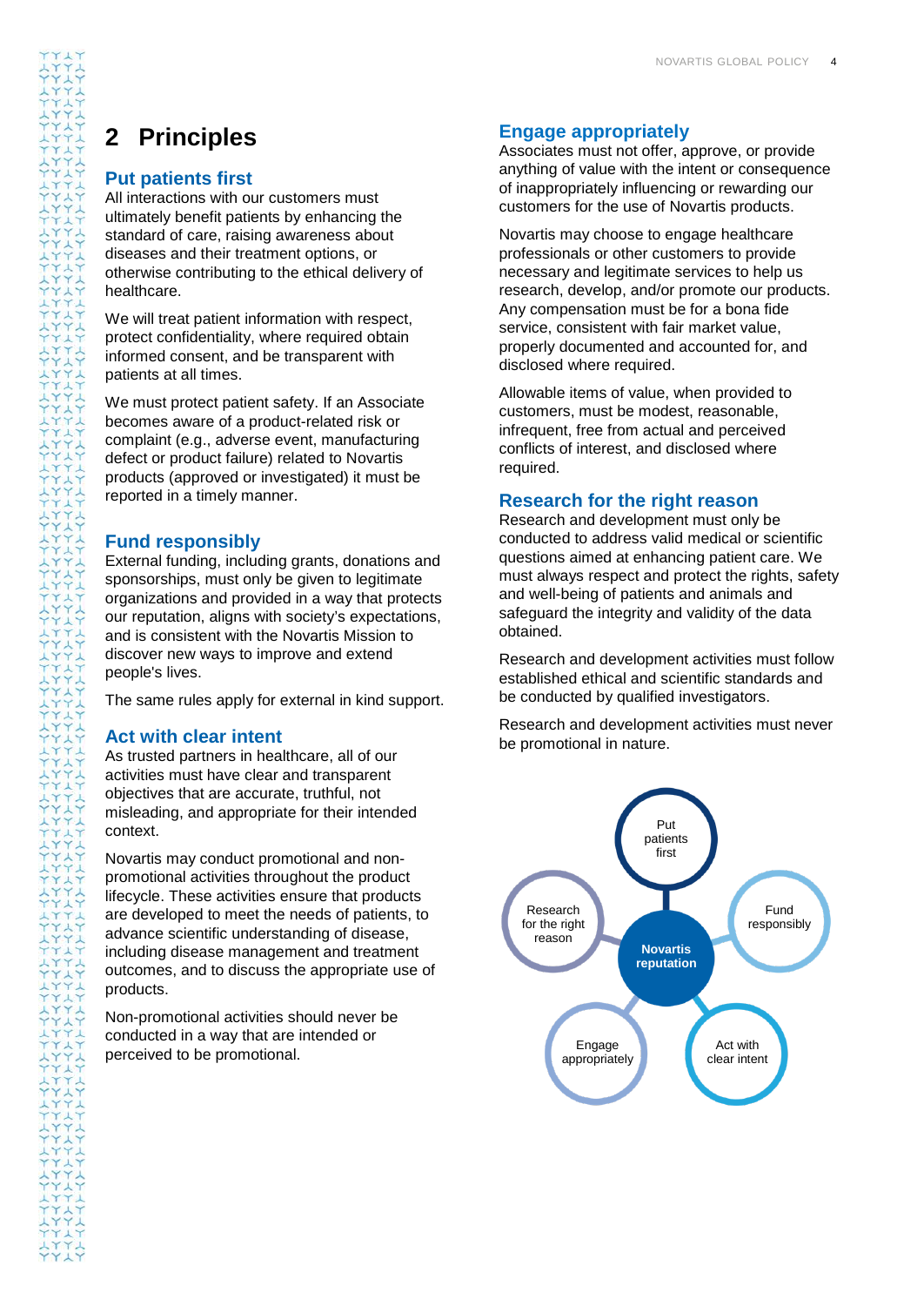## 2 Principles

### Put patients first

All interactions with our customers must ultimately benefit patients by enhancing the standard of care, raising awareness about diseases and their treatment options, or otherwise contributing to the ethical delivery of healthcare.

We will treat patient information with respect, protect confidentiality, where required obtain informed consent, and be transparent with patients at all times.

We must protect patient safety. If an Associate becomes aware of a product-related risk or complaint (e.g., adverse event, manufacturing defect or product failure) related to Novartis products (approved or investigated) it must be reported in a timely manner.

### Fund responsibly

External funding, including grants, donations and sponsorships, must only be given to legitimate organizations and provided in a way that protects our reputation, aligns with society's expectations, and is consistent with the Novartis Mission to discover new ways to improve and extend people's lives.

The same rules apply for external in kind support.

### Act with clear intent

As trusted partners in healthcare, all of our activities must have clear and transparent objectives that are accurate, truthful, not misleading, and appropriate for their intended context.

Novartis may conduct promotional and non-promotional activities throughout the product lifecycle. These activities ensure that products are developed to meet the needs of patients, to advance scientific understanding of disease, including disease management and treatment outcomes, and to discuss the appropriate use of products.

Non-promotional activities should never be conducted in a way that are intended or perceived to be promotional.

### Engage appropriately

Associates must not offer, approve, or provide anything of value with the intent or consequence of inappropriately influencing or rewarding our customers for the use of Novartis products.

Novartis may choose to engage healthcare professionals or other customers to provide necessary and legitimate services to help us research, develop, and/or promote our products. Any compensation must be for a bona fide service, consistent with fair market value, properly documented and accounted for, and disclosed where required.

Allowable items of value, when provided to customers, must be modest, reasonable, infrequent, free from actual and perceived conflicts of interest, and disclosed where required.

### Research for the right reason

Research and development must only be conducted to address valid medical or scientific questions aimed at enhancing patient care. We must always respect and protect the rights, safety and well-being of patients and animals and safeguard the integrity and validity of the data obtained.

Research and development activities must follow established ethical and scientific standards and be conducted by qualified investigators.

Research and development activities must never be promotional in nature.

Put patients first

Fund responsibly

Act with clear intent

Engage appropriately

Research for the right reason

**Novartis reputation**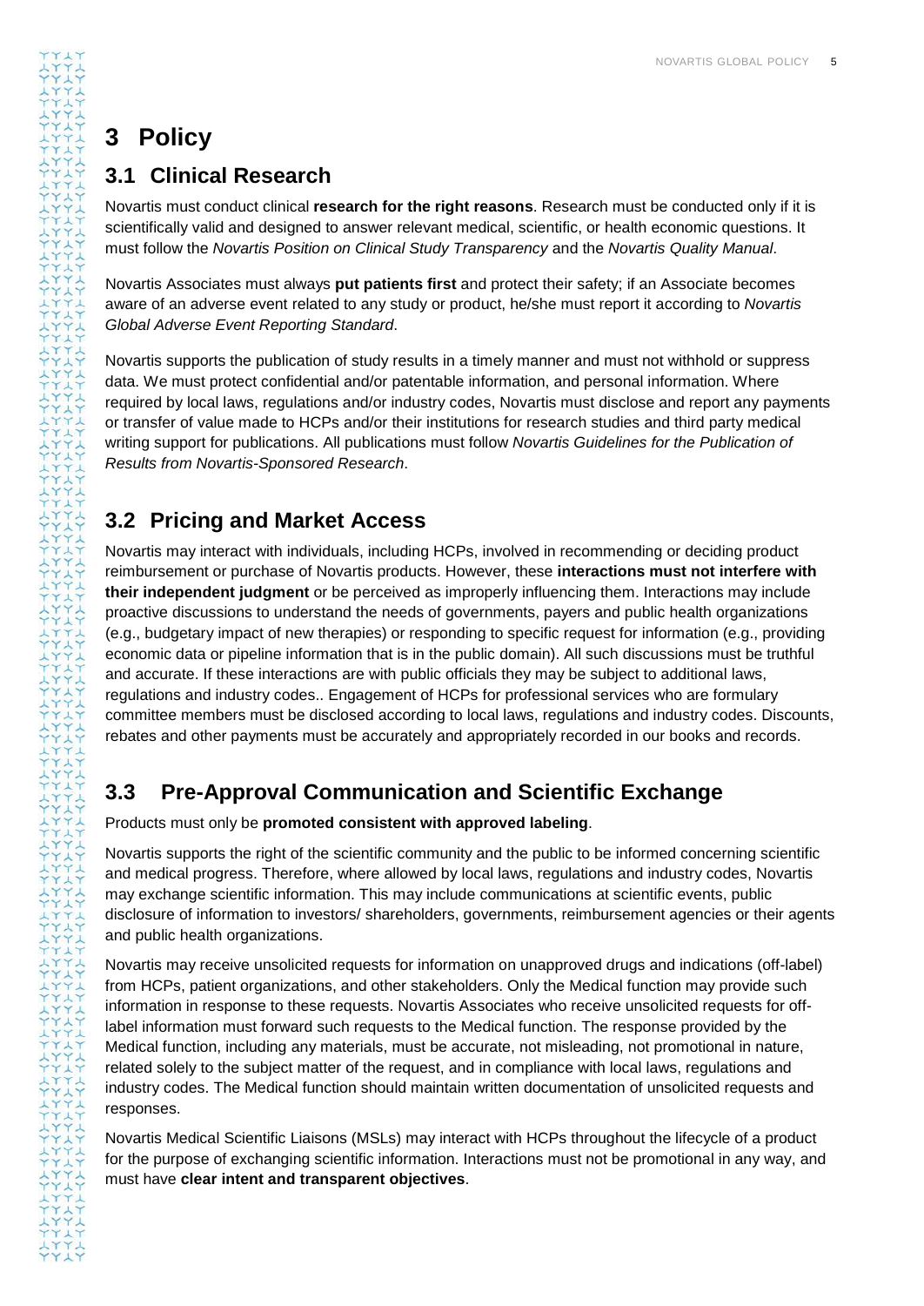# 3 Policy

## 3.1 Clinical Research

Novartis must conduct clinical **research for the right reasons**. Research must be conducted only if it is scientifically valid and designed to answer relevant medical, scientific, or health economic questions. It must follow the *Novartis Position on Clinical Study Transparency* and the *Novartis Quality Manual*.

Novartis Associates must always **put patients first** and protect their safety; if an Associate becomes aware of an adverse event related to any study or product, he/she must report it according to *Novartis Global Adverse Event Reporting Standard*.

Novartis supports the publication of study results in a timely manner and must not withhold or suppress data. We must protect confidential and/or patentable information, and personal information. Where required by local laws, regulations and/or industry codes, Novartis must disclose and report any payments or transfer of value made to HCPs and/or their institutions for research studies and third party medical writing support for publications. All publications must follow *Novartis Guidelines for the Publication of Results from Novartis-Sponsored Research*.

## 3.2 Pricing and Market Access

Novartis may interact with individuals, including HCPs, involved in recommending or deciding product reimbursement or purchase of Novartis products. However, these **interactions must not interfere with their independent judgment** or be perceived as improperly influencing them. Interactions may include proactive discussions to understand the needs of governments, payers and public health organizations (e.g., budgetary impact of new therapies) or responding to specific request for information (e.g., providing economic data or pipeline information that is in the public domain). All such discussions must be truthful and accurate. If these interactions are with public officials they may be subject to additional laws, regulations and industry codes.. Engagement of HCPs for professional services who are formulary committee members must be disclosed according to local laws, regulations and industry codes. Discounts, rebates and other payments must be accurately and appropriately recorded in our books and records.

## 3.3 Pre-Approval Communication and Scientific Exchange

Products must only be **promoted consistent with approved labeling**.

Novartis supports the right of the scientific community and the public to be informed concerning scientific and medical progress. Therefore, where allowed by local laws, regulations and industry codes, Novartis may exchange scientific information. This may include communications at scientific events, public disclosure of information to investors/ shareholders, governments, reimbursement agencies or their agents and public health organizations.

Novartis may receive unsolicited requests for information on unapproved drugs and indications (off-label) from HCPs, patient organizations, and other stakeholders. Only the Medical function may provide such information in response to these requests. Novartis Associates who receive unsolicited requests for off-label information must forward such requests to the Medical function. The response provided by the Medical function, including any materials, must be accurate, not misleading, not promotional in nature, related solely to the subject matter of the request, and in compliance with local laws, regulations and industry codes. The Medical function should maintain written documentation of unsolicited requests and responses.

Novartis Medical Scientific Liaisons (MSLs) may interact with HCPs throughout the lifecycle of a product for the purpose of exchanging scientific information. Interactions must not be promotional in any way, and must have **clear intent and transparent objectives**.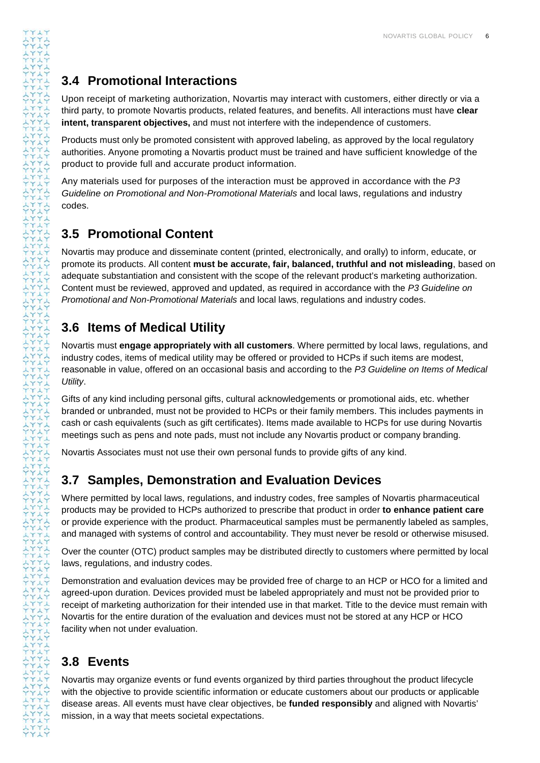## 3.4 Promotional Interactions

Upon receipt of marketing authorization, Novartis may interact with customers, either directly or via a third party, to promote Novartis products, related features, and benefits. All interactions must have **clear intent, transparent objectives,** and must not interfere with the independence of customers.

Products must only be promoted consistent with approved labeling, as approved by the local regulatory authorities. Anyone promoting a Novartis product must be trained and have sufficient knowledge of the product to provide full and accurate product information.

Any materials used for purposes of the interaction must be approved in accordance with the *P3 Guideline on Promotional and Non-Promotional Materials* and local laws, regulations and industry codes.

## 3.5 Promotional Content

Novartis may produce and disseminate content (printed, electronically, and orally) to inform, educate, or promote its products. All content **must be accurate, fair, balanced, truthful and not misleading**, based on adequate substantiation and consistent with the scope of the relevant product's marketing authorization. Content must be reviewed, approved and updated, as required in accordance with the *P3 Guideline on Promotional and Non-Promotional Materials* and local laws, regulations and industry codes.

## 3.6 Items of Medical Utility

Novartis must **engage appropriately with all customers**. Where permitted by local laws, regulations, and industry codes, items of medical utility may be offered or provided to HCPs if such items are modest, reasonable in value, offered on an occasional basis and according to the *P3 Guideline on Items of Medical Utility*.

Gifts of any kind including personal gifts, cultural acknowledgements or promotional aids, etc. whether branded or unbranded, must not be provided to HCPs or their family members. This includes payments in cash or cash equivalents (such as gift certificates). Items made available to HCPs for use during Novartis meetings such as pens and note pads, must not include any Novartis product or company branding.

Novartis Associates must not use their own personal funds to provide gifts of any kind.

## 3.7 Samples, Demonstration and Evaluation Devices

Where permitted by local laws, regulations, and industry codes, free samples of Novartis pharmaceutical products may be provided to HCPs authorized to prescribe that product in order **to enhance patient care** or provide experience with the product. Pharmaceutical samples must be permanently labeled as samples, and managed with systems of control and accountability. They must never be resold or otherwise misused.

Over the counter (OTC) product samples may be distributed directly to customers where permitted by local laws, regulations, and industry codes.

Demonstration and evaluation devices may be provided free of charge to an HCP or HCO for a limited and agreed-upon duration. Devices provided must be labeled appropriately and must not be provided prior to receipt of marketing authorization for their intended use in that market. Title to the device must remain with Novartis for the entire duration of the evaluation and devices must not be stored at any HCP or HCO facility when not under evaluation.

## 3.8 Events

Novartis may organize events or fund events organized by third parties throughout the product lifecycle with the objective to provide scientific information or educate customers about our products or applicable disease areas. All events must have clear objectives, be **funded responsibly** and aligned with Novartis' mission, in a way that meets societal expectations.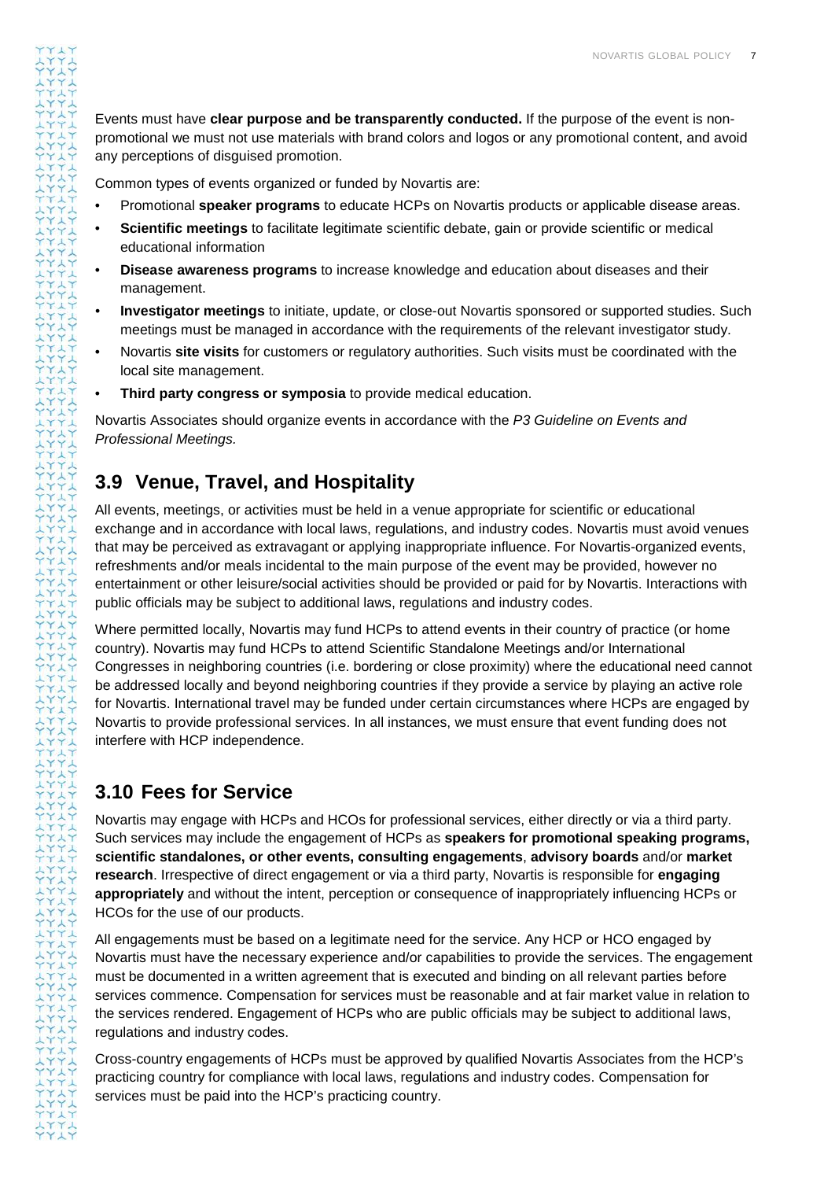Events must have **clear purpose and be transparently conducted.** If the purpose of the event is non-promotional we must not use materials with brand colors and logos or any promotional content, and avoid any perceptions of disguised promotion.

Common types of events organized or funded by Novartis are:

- Promotional **speaker programs** to educate HCPs on Novartis products or applicable disease areas.
- **Scientific meetings** to facilitate legitimate scientific debate, gain or provide scientific or medical educational information
- **Disease awareness programs** to increase knowledge and education about diseases and their management.
- **Investigator meetings** to initiate, update, or close-out Novartis sponsored or supported studies. Such meetings must be managed in accordance with the requirements of the relevant investigator study.
- Novartis **site visits** for customers or regulatory authorities. Such visits must be coordinated with the local site management.
- **Third party congress or symposia** to provide medical education.

Novartis Associates should organize events in accordance with the *P3 Guideline on Events and Professional Meetings.*

## 3.9 Venue, Travel, and Hospitality

All events, meetings, or activities must be held in a venue appropriate for scientific or educational exchange and in accordance with local laws, regulations, and industry codes. Novartis must avoid venues that may be perceived as extravagant or applying inappropriate influence. For Novartis-organized events, refreshments and/or meals incidental to the main purpose of the event may be provided, however no entertainment or other leisure/social activities should be provided or paid for by Novartis. Interactions with public officials may be subject to additional laws, regulations and industry codes.

Where permitted locally, Novartis may fund HCPs to attend events in their country of practice (or home country). Novartis may fund HCPs to attend Scientific Standalone Meetings and/or International Congresses in neighboring countries (i.e. bordering or close proximity) where the educational need cannot be addressed locally and beyond neighboring countries if they provide a service by playing an active role for Novartis. International travel may be funded under certain circumstances where HCPs are engaged by Novartis to provide professional services. In all instances, we must ensure that event funding does not interfere with HCP independence.

## 3.10 Fees for Service

Novartis may engage with HCPs and HCOs for professional services, either directly or via a third party. Such services may include the engagement of HCPs as **speakers for promotional speaking programs, scientific standalones, or other events, consulting engagements**, **advisory boards** and/or **market research**. Irrespective of direct engagement or via a third party, Novartis is responsible for **engaging appropriately** and without the intent, perception or consequence of inappropriately influencing HCPs or HCOs for the use of our products.

All engagements must be based on a legitimate need for the service. Any HCP or HCO engaged by Novartis must have the necessary experience and/or capabilities to provide the services. The engagement must be documented in a written agreement that is executed and binding on all relevant parties before services commence. Compensation for services must be reasonable and at fair market value in relation to the services rendered. Engagement of HCPs who are public officials may be subject to additional laws, regulations and industry codes.

Cross-country engagements of HCPs must be approved by qualified Novartis Associates from the HCP's practicing country for compliance with local laws, regulations and industry codes. Compensation for services must be paid into the HCP's practicing country.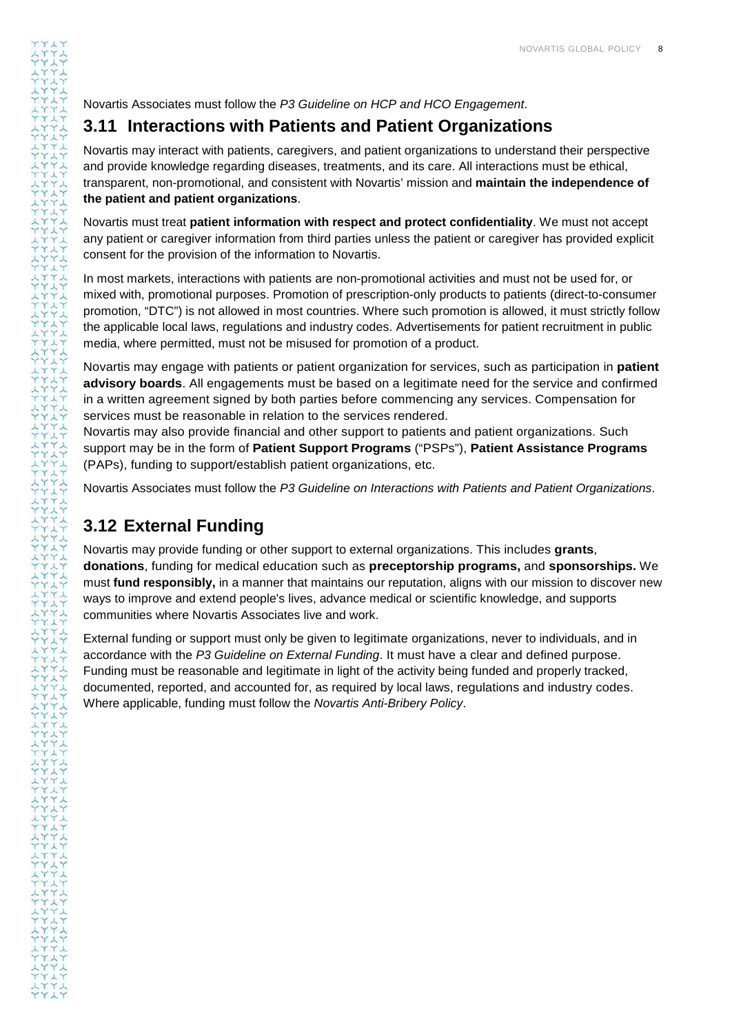Novartis Associates must follow the *P3 Guideline on HCP and HCO Engagement*.

## 3.11 Interactions with Patients and Patient Organizations

Novartis may interact with patients, caregivers, and patient organizations to understand their perspective and provide knowledge regarding diseases, treatments, and its care. All interactions must be ethical, transparent, non-promotional, and consistent with Novartis' mission and **maintain the independence of the patient and patient organizations**.

Novartis must treat **patient information with respect and protect confidentiality**. We must not accept any patient or caregiver information from third parties unless the patient or caregiver has provided explicit consent for the provision of the information to Novartis.

In most markets, interactions with patients are non-promotional activities and must not be used for, or mixed with, promotional purposes. Promotion of prescription-only products to patients (direct-to-consumer promotion, "DTC") is not allowed in most countries. Where such promotion is allowed, it must strictly follow the applicable local laws, regulations and industry codes. Advertisements for patient recruitment in public media, where permitted, must not be misused for promotion of a product.

Novartis may engage with patients or patient organization for services, such as participation in **patient advisory boards**. All engagements must be based on a legitimate need for the service and confirmed in a written agreement signed by both parties before commencing any services. Compensation for services must be reasonable in relation to the services rendered.

Novartis may also provide financial and other support to patients and patient organizations. Such support may be in the form of **Patient Support Programs** ("PSPs"), **Patient Assistance Programs** (PAPs), funding to support/establish patient organizations, etc.

Novartis Associates must follow the *P3 Guideline on Interactions with Patients and Patient Organizations*.

## 3.12 External Funding

Novartis may provide funding or other support to external organizations. This includes **grants**, **donations**, funding for medical education such as **preceptorship programs,** and **sponsorships.** We must **fund responsibly,** in a manner that maintains our reputation, aligns with our mission to discover new ways to improve and extend people's lives, advance medical or scientific knowledge, and supports communities where Novartis Associates live and work.

External funding or support must only be given to legitimate organizations, never to individuals, and in accordance with the *P3 Guideline on External Funding*. It must have a clear and defined purpose. Funding must be reasonable and legitimate in light of the activity being funded and properly tracked, documented, reported, and accounted for, as required by local laws, regulations and industry codes. Where applicable, funding must follow the *Novartis Anti-Bribery Policy*.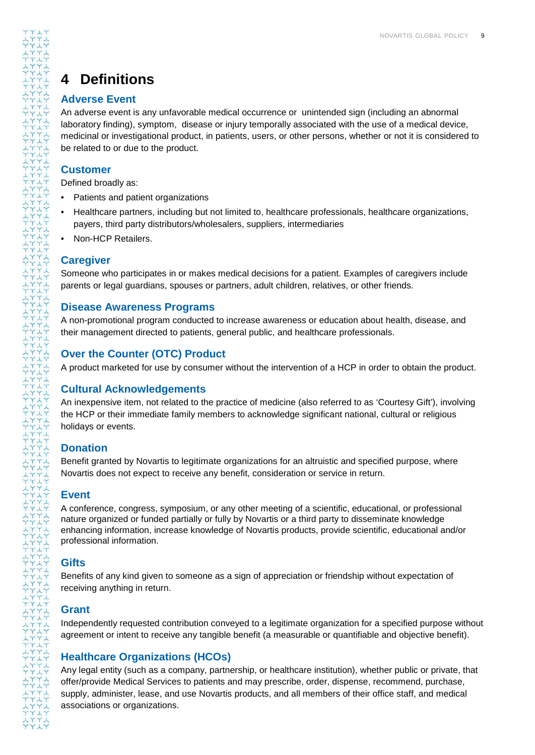# 4 Definitions

## Adverse Event

An adverse event is any unfavorable medical occurrence or unintended sign (including an abnormal laboratory finding), symptom, disease or injury temporally associated with the use of a medical device, medicinal or investigational product, in patients, users, or other persons, whether or not it is considered to be related to or due to the product.

## Customer

Defined broadly as:

- Patients and patient organizations
- Healthcare partners, including but not limited to, healthcare professionals, healthcare organizations, payers, third party distributors/wholesalers, suppliers, intermediaries
- Non-HCP Retailers.

## Caregiver

Someone who participates in or makes medical decisions for a patient. Examples of caregivers include parents or legal guardians, spouses or partners, adult children, relatives, or other friends.

## Disease Awareness Programs

A non-promotional program conducted to increase awareness or education about health, disease, and their management directed to patients, general public, and healthcare professionals.

## Over the Counter (OTC) Product

A product marketed for use by consumer without the intervention of a HCP in order to obtain the product.

## Cultural Acknowledgements

An inexpensive item, not related to the practice of medicine (also referred to as 'Courtesy Gift'), involving the HCP or their immediate family members to acknowledge significant national, cultural or religious holidays or events.

## Donation

Benefit granted by Novartis to legitimate organizations for an altruistic and specified purpose, where Novartis does not expect to receive any benefit, consideration or service in return.

## Event

A conference, congress, symposium, or any other meeting of a scientific, educational, or professional nature organized or funded partially or fully by Novartis or a third party to disseminate knowledge enhancing information, increase knowledge of Novartis products, provide scientific, educational and/or professional information.

## Gifts

Benefits of any kind given to someone as a sign of appreciation or friendship without expectation of receiving anything in return.

## Grant

Independently requested contribution conveyed to a legitimate organization for a specified purpose without agreement or intent to receive any tangible benefit (a measurable or quantifiable and objective benefit).

## Healthcare Organizations (HCOs)

Any legal entity (such as a company, partnership, or healthcare institution), whether public or private, that offer/provide Medical Services to patients and may prescribe, order, dispense, recommend, purchase, supply, administer, lease, and use Novartis products, and all members of their office staff, and medical associations or organizations.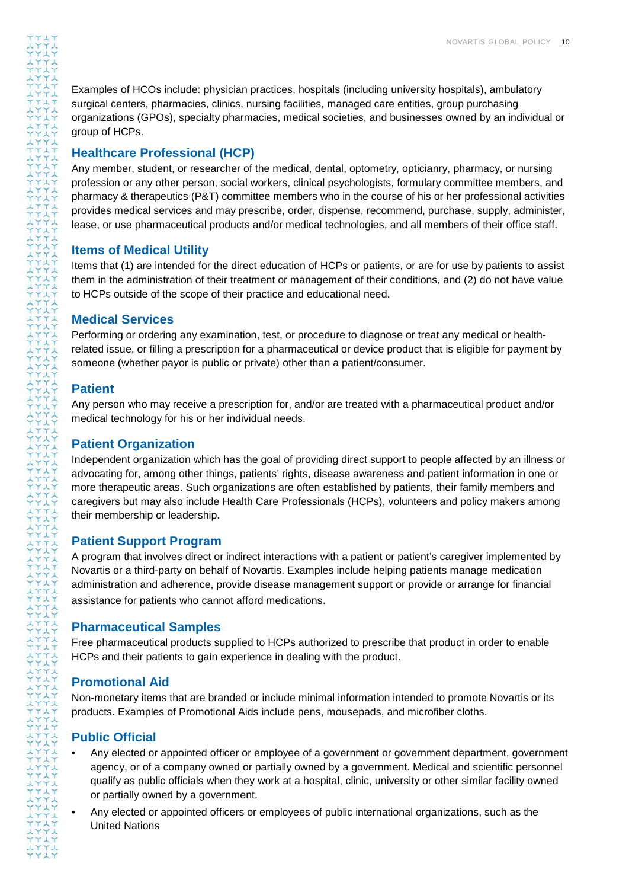Examples of HCOs include: physician practices, hospitals (including university hospitals), ambulatory surgical centers, pharmacies, clinics, nursing facilities, managed care entities, group purchasing organizations (GPOs), specialty pharmacies, medical societies, and businesses owned by an individual or group of HCPs.

## Healthcare Professional (HCP)

Any member, student, or researcher of the medical, dental, optometry, opticianry, pharmacy, or nursing profession or any other person, social workers, clinical psychologists, formulary committee members, and pharmacy & therapeutics (P&T) committee members who in the course of his or her professional activities provides medical services and may prescribe, order, dispense, recommend, purchase, supply, administer, lease, or use pharmaceutical products and/or medical technologies, and all members of their office staff.

## Items of Medical Utility

Items that (1) are intended for the direct education of HCPs or patients, or are for use by patients to assist them in the administration of their treatment or management of their conditions, and (2) do not have value to HCPs outside of the scope of their practice and educational need.

## Medical Services

Performing or ordering any examination, test, or procedure to diagnose or treat any medical or health-related issue, or filling a prescription for a pharmaceutical or device product that is eligible for payment by someone (whether payor is public or private) other than a patient/consumer.

## Patient

Any person who may receive a prescription for, and/or are treated with a pharmaceutical product and/or medical technology for his or her individual needs.

## Patient Organization

Independent organization which has the goal of providing direct support to people affected by an illness or advocating for, among other things, patients' rights, disease awareness and patient information in one or more therapeutic areas. Such organizations are often established by patients, their family members and caregivers but may also include Health Care Professionals (HCPs), volunteers and policy makers among their membership or leadership.

## Patient Support Program

A program that involves direct or indirect interactions with a patient or patient's caregiver implemented by Novartis or a third-party on behalf of Novartis. Examples include helping patients manage medication administration and adherence, provide disease management support or provide or arrange for financial assistance for patients who cannot afford medications.

## Pharmaceutical Samples

Free pharmaceutical products supplied to HCPs authorized to prescribe that product in order to enable HCPs and their patients to gain experience in dealing with the product.

## Promotional Aid

Non-monetary items that are branded or include minimal information intended to promote Novartis or its products. Examples of Promotional Aids include pens, mousepads, and microfiber cloths.

## Public Official

- Any elected or appointed officer or employee of a government or government department, government agency, or of a company owned or partially owned by a government. Medical and scientific personnel qualify as public officials when they work at a hospital, clinic, university or other similar facility owned or partially owned by a government.
- Any elected or appointed officers or employees of public international organizations, such as the United Nations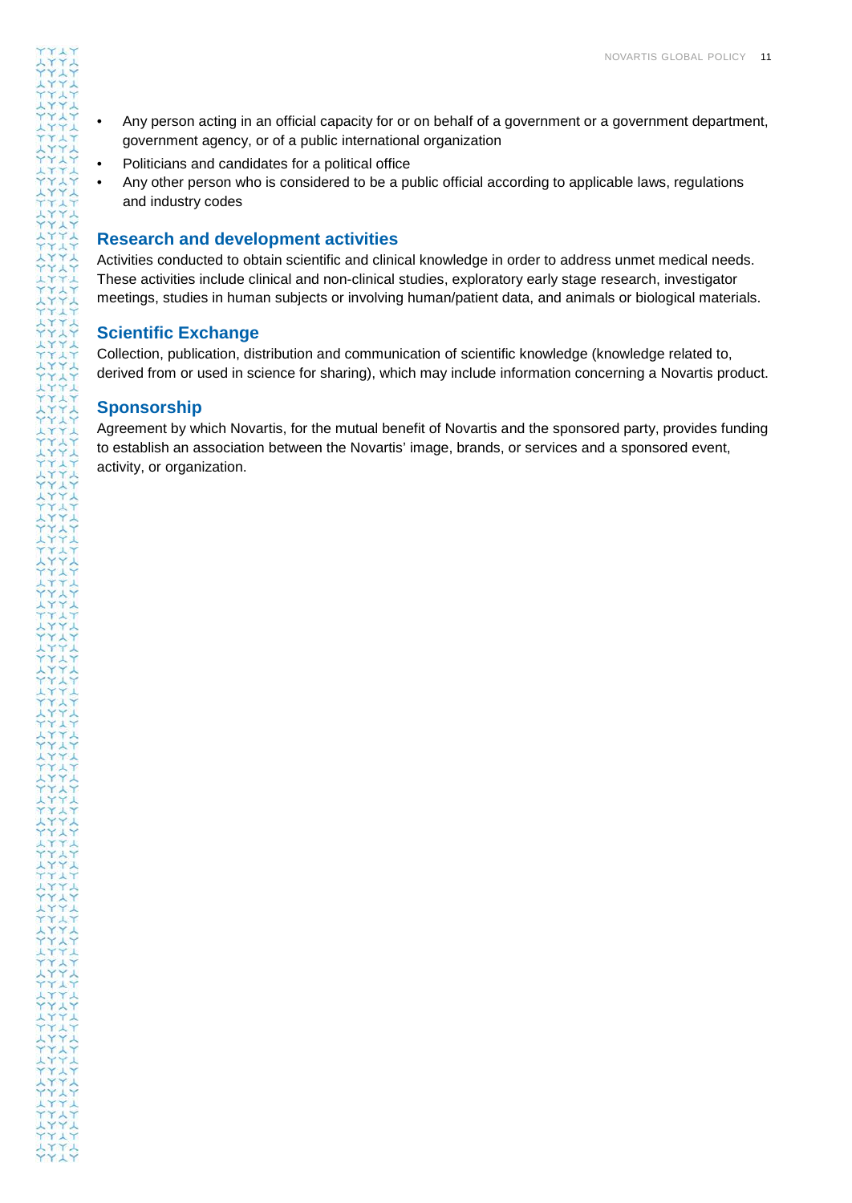- Any person acting in an official capacity for or on behalf of a government or a government department, government agency, or of a public international organization
- Politicians and candidates for a political office
- Any other person who is considered to be a public official according to applicable laws, regulations and industry codes

## Research and development activities

Activities conducted to obtain scientific and clinical knowledge in order to address unmet medical needs. These activities include clinical and non-clinical studies, exploratory early stage research, investigator meetings, studies in human subjects or involving human/patient data, and animals or biological materials.

## Scientific Exchange

Collection, publication, distribution and communication of scientific knowledge (knowledge related to, derived from or used in science for sharing), which may include information concerning a Novartis product.

## Sponsorship

Agreement by which Novartis, for the mutual benefit of Novartis and the sponsored party, provides funding to establish an association between the Novartis' image, brands, or services and a sponsored event, activity, or organization.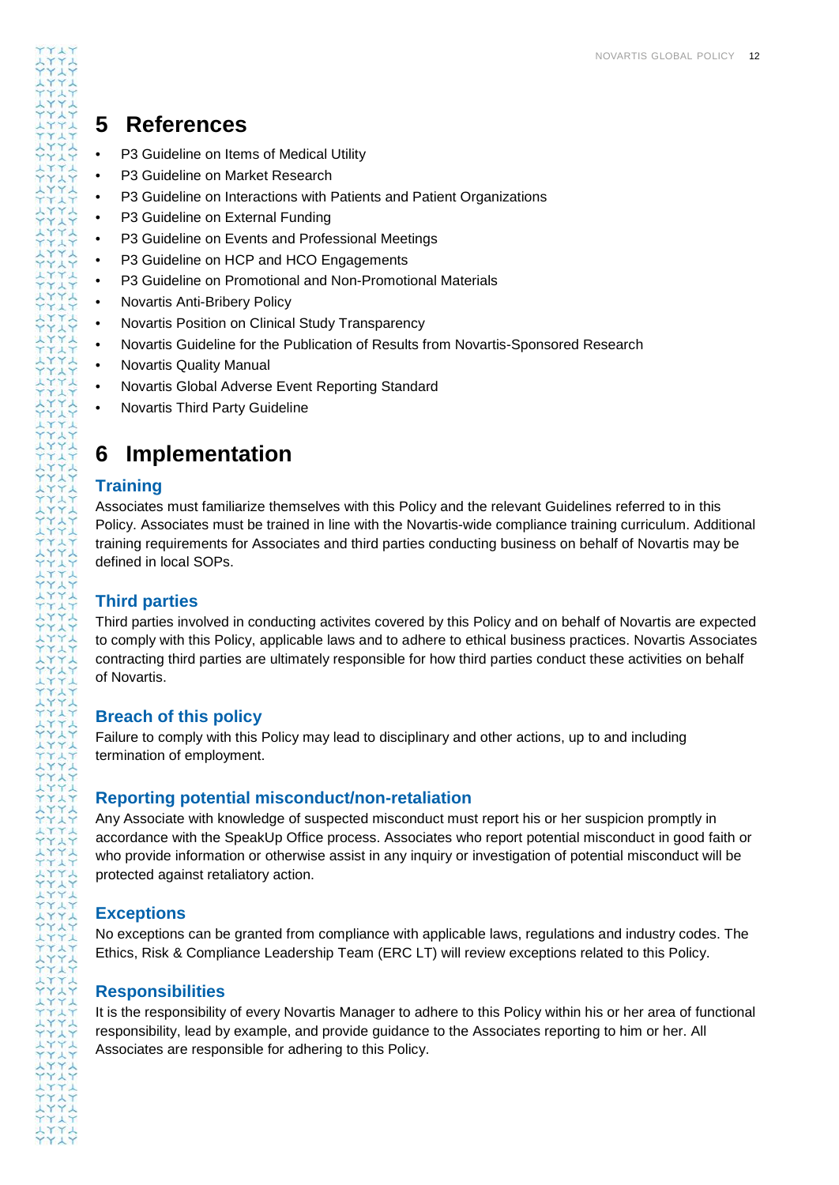# 5 References

- P3 Guideline on Items of Medical Utility
- P3 Guideline on Market Research
- P3 Guideline on Interactions with Patients and Patient Organizations
- P3 Guideline on External Funding
- P3 Guideline on Events and Professional Meetings
- P3 Guideline on HCP and HCO Engagements
- P3 Guideline on Promotional and Non-Promotional Materials
- Novartis Anti-Bribery Policy
- Novartis Position on Clinical Study Transparency
- Novartis Guideline for the Publication of Results from Novartis-Sponsored Research
- Novartis Quality Manual
- Novartis Global Adverse Event Reporting Standard
- Novartis Third Party Guideline

# 6 Implementation

## Training

Associates must familiarize themselves with this Policy and the relevant Guidelines referred to in this Policy. Associates must be trained in line with the Novartis-wide compliance training curriculum. Additional training requirements for Associates and third parties conducting business on behalf of Novartis may be defined in local SOPs.

## Third parties

Third parties involved in conducting activites covered by this Policy and on behalf of Novartis are expected to comply with this Policy, applicable laws and to adhere to ethical business practices. Novartis Associates contracting third parties are ultimately responsible for how third parties conduct these activities on behalf of Novartis.

## Breach of this policy

Failure to comply with this Policy may lead to disciplinary and other actions, up to and including termination of employment.

## Reporting potential misconduct/non-retaliation

Any Associate with knowledge of suspected misconduct must report his or her suspicion promptly in accordance with the SpeakUp Office process. Associates who report potential misconduct in good faith or who provide information or otherwise assist in any inquiry or investigation of potential misconduct will be protected against retaliatory action.

## Exceptions

No exceptions can be granted from compliance with applicable laws, regulations and industry codes. The Ethics, Risk & Compliance Leadership Team (ERC LT) will review exceptions related to this Policy.

## Responsibilities

It is the responsibility of every Novartis Manager to adhere to this Policy within his or her area of functional responsibility, lead by example, and provide guidance to the Associates reporting to him or her. All Associates are responsible for adhering to this Policy.